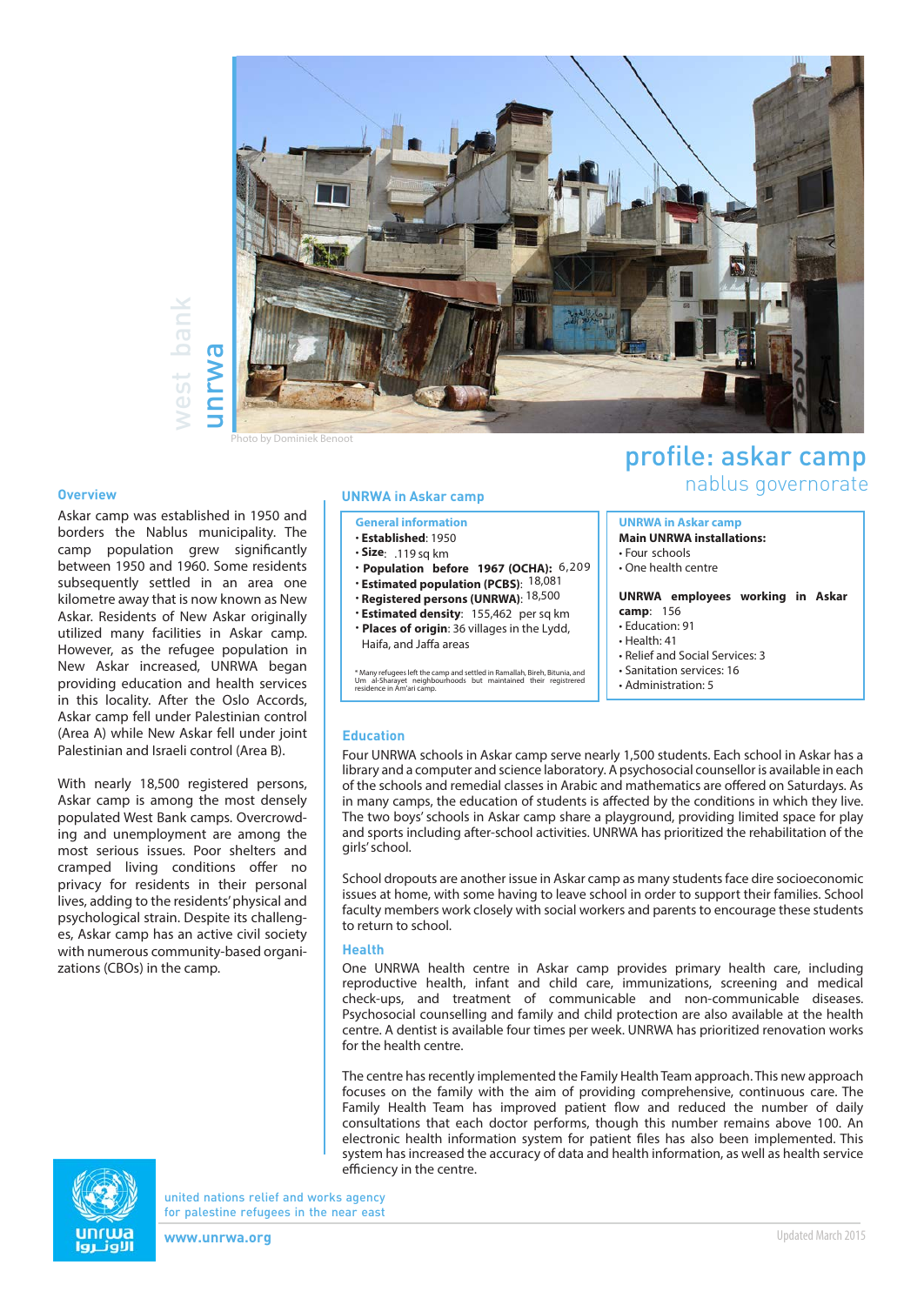west bank
unrwa

Photo by Dominiek Benoot

# profile: askar camp

## nablus governorate

### Overview

Askar camp was established in 1950 and borders the Nablus municipality. The camp population grew significantly between 1950 and 1960. Some residents subsequently settled in an area one kilometre away that is now known as New Askar. Residents of New Askar originally utilized many facilities in Askar camp. However, as the refugee population in New Askar increased, UNRWA began providing education and health services in this locality. After the Oslo Accords, Askar camp fell under Palestinian control (Area A) while New Askar fell under joint Palestinian and Israeli control (Area B).

With nearly 18,500 registered persons, Askar camp is among the most densely populated West Bank camps. Overcrowding and unemployment are among the most serious issues. Poor shelters and cramped living conditions offer no privacy for residents in their personal lives, adding to the residents' physical and psychological strain. Despite its challenges, Askar camp has an active civil society with numerous community-based organizations (CBOs) in the camp.

### UNRWA in Askar camp

**General information**

- **Established**: 1950
- **Size**: .119 sq km
- **Population before 1967 (OCHA)**: 6,209
- **Estimated population (PCBS)**: 18,081
- **Registered persons (UNRWA)**: 18,500
- **Estimated density**: 155,462 per sq km
- **Places of origin**: 36 villages in the Lydd, Haifa, and Jaffa areas

* Many refugees left the camp and settled in Ramallah, Bireh, Bitunia, and Um al-Sharayet neighbourhoods but maintained their registered residence in Am'ari camp.

**UNRWA in Askar camp**

**Main UNRWA installations:**

- Four schools
- One health centre

**UNRWA employees working in Askar camp**: 156

- Education: 91
- Health: 41
- Relief and Social Services: 3
- Sanitation services: 16
- Administration: 5

### Education

Four UNRWA schools in Askar camp serve nearly 1,500 students. Each school in Askar has a library and a computer and science laboratory. A psychosocial counsellor is available in each of the schools and remedial classes in Arabic and mathematics are offered on Saturdays. As in many camps, the education of students is affected by the conditions in which they live. The two boys' schools in Askar camp share a playground, providing limited space for play and sports including after-school activities. UNRWA has prioritized the rehabilitation of the girls' school.

School dropouts are another issue in Askar camp as many students face dire socioeconomic issues at home, with some having to leave school in order to support their families. School faculty members work closely with social workers and parents to encourage these students to return to school.

### Health

One UNRWA health centre in Askar camp provides primary health care, including reproductive health, infant and child care, immunizations, screening and medical check-ups, and treatment of communicable and non-communicable diseases. Psychosocial counselling and family and child protection are also available at the health centre. A dentist is available four times per week. UNRWA has prioritized renovation works for the health centre.

The centre has recently implemented the Family Health Team approach. This new approach focuses on the family with the aim of providing comprehensive, continuous care. The Family Health Team has improved patient flow and reduced the number of daily consultations that each doctor performs, though this number remains above 100. An electronic health information system for patient files has also been implemented. This system has increased the accuracy of data and health information, as well as health service efficiency in the centre.

united nations relief and works agency
for palestine refugees in the near east

www.unrwa.org

Updated March 2015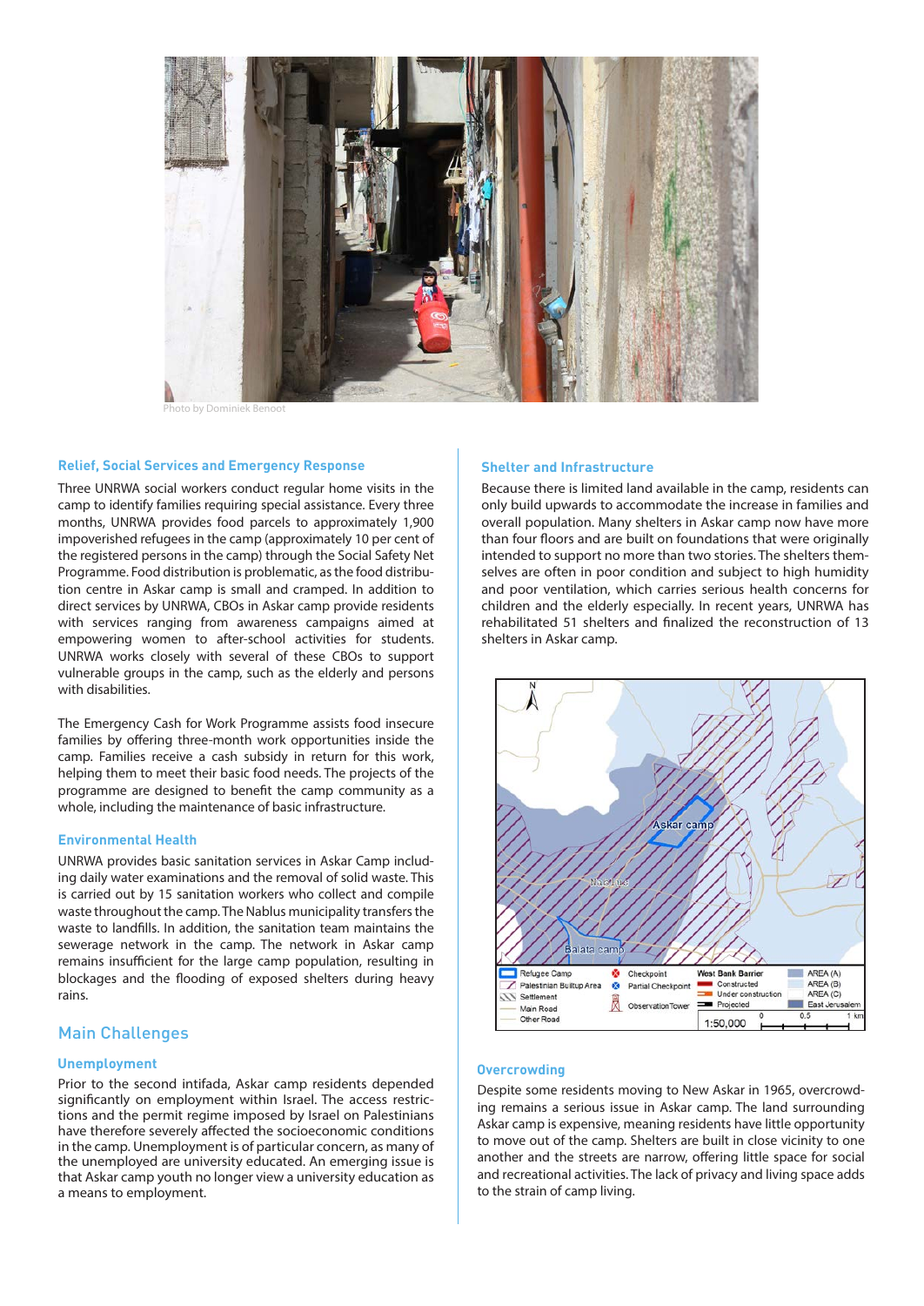Photo by Dominiek Benoot

### Relief, Social Services and Emergency Response

Three UNRWA social workers conduct regular home visits in the camp to identify families requiring special assistance. Every three months, UNRWA provides food parcels to approximately 1,900 impoverished refugees in the camp (approximately 10 per cent of the registered persons in the camp) through the Social Safety Net Programme. Food distribution is problematic, as the food distribution centre in Askar camp is small and cramped. In addition to direct services by UNRWA, CBOs in Askar camp provide residents with services ranging from awareness campaigns aimed at empowering women to after-school activities for students. UNRWA works closely with several of these CBOs to support vulnerable groups in the camp, such as the elderly and persons with disabilities.

The Emergency Cash for Work Programme assists food insecure families by offering three-month work opportunities inside the camp. Families receive a cash subsidy in return for this work, helping them to meet their basic food needs. The projects of the programme are designed to benefit the camp community as a whole, including the maintenance of basic infrastructure.

### Environmental Health

UNRWA provides basic sanitation services in Askar Camp including daily water examinations and the removal of solid waste. This is carried out by 15 sanitation workers who collect and compile waste throughout the camp. The Nablus municipality transfers the waste to landfills. In addition, the sanitation team maintains the sewerage network in the camp. The network in Askar camp remains insufficient for the large camp population, resulting in blockages and the flooding of exposed shelters during heavy rains.

## Main Challenges

### Unemployment

Prior to the second intifada, Askar camp residents depended significantly on employment within Israel. The access restrictions and the permit regime imposed by Israel on Palestinians have therefore severely affected the socioeconomic conditions in the camp. Unemployment is of particular concern, as many of the unemployed are university educated. An emerging issue is that Askar camp youth no longer view a university education as a means to employment.

### Shelter and Infrastructure

Because there is limited land available in the camp, residents can only build upwards to accommodate the increase in families and overall population. Many shelters in Askar camp now have more than four floors and are built on foundations that were originally intended to support no more than two stories. The shelters themselves are often in poor condition and subject to high humidity and poor ventilation, which carries serious health concerns for children and the elderly especially. In recent years, UNRWA has rehabilitated 51 shelters and finalized the reconstruction of 13 shelters in Askar camp.

### Overcrowding

Despite some residents moving to New Askar in 1965, overcrowding remains a serious issue in Askar camp. The land surrounding Askar camp is expensive, meaning residents have little opportunity to move out of the camp. Shelters are built in close vicinity to one another and the streets are narrow, offering little space for social and recreational activities. The lack of privacy and living space adds to the strain of camp living.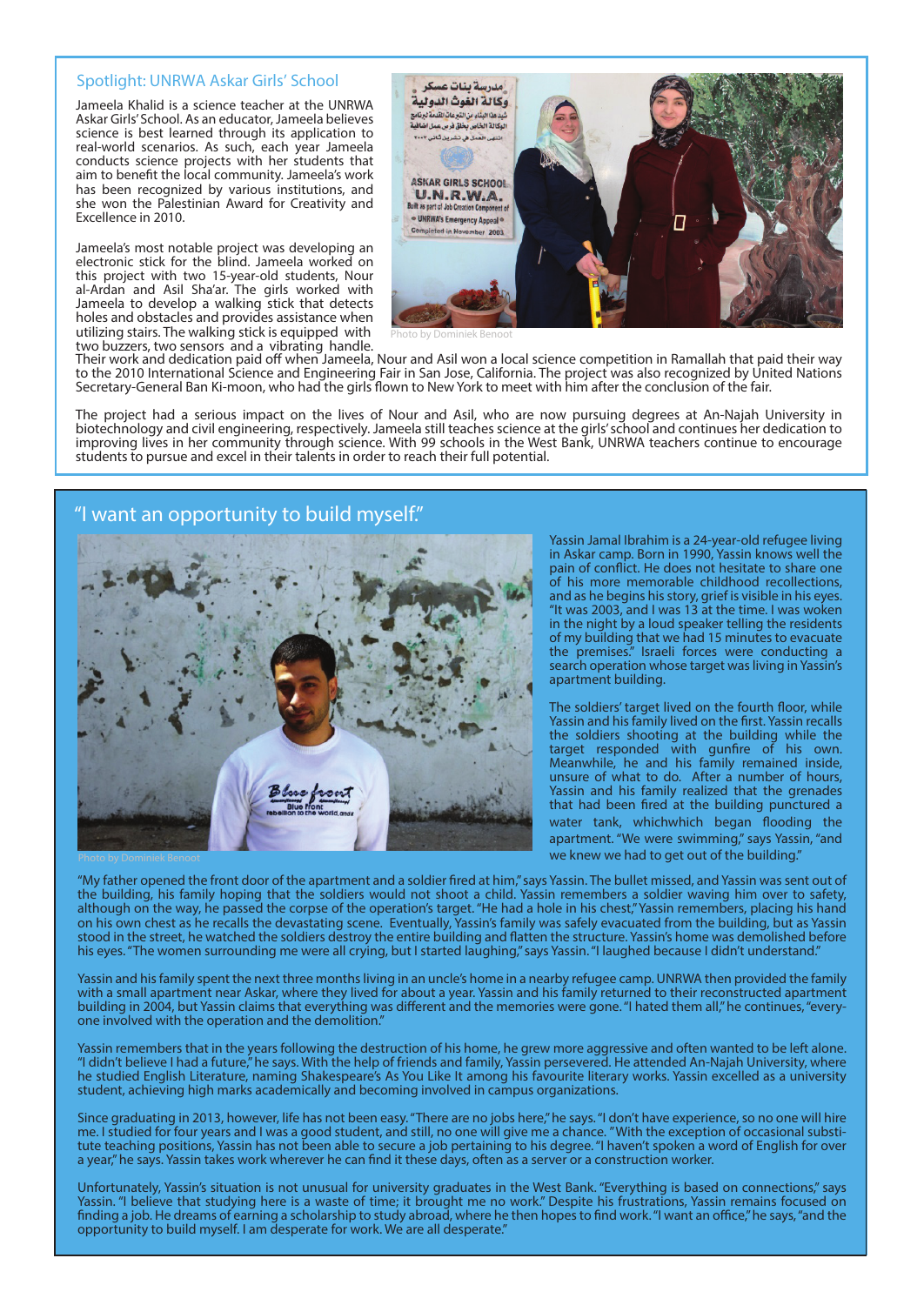## Spotlight: UNRWA Askar Girls' School

Jameela Khalid is a science teacher at the UNRWA Askar Girls' School. As an educator, Jameela believes science is best learned through its application to real-world scenarios. As such, each year Jameela conducts science projects with her students that aim to benefit the local community. Jameela's work has been recognized by various institutions, and she won the Palestinian Award for Creativity and Excellence in 2010.

Jameela's most notable project was developing an electronic stick for the blind. Jameela worked on this project with two 15-year-old students, Nour al-Ardan and Asil Sha'ar. The girls worked with Jameela to develop a walking stick that detects holes and obstacles and provides assistance when utilizing stairs. The walking stick is equipped with two buzzers, two sensors and a vibrating handle.

Photo by Dominiek Benoot

Their work and dedication paid off when Jameela, Nour and Asil won a local science competition in Ramallah that paid their way to the 2010 International Science and Engineering Fair in San Jose, California. The project was also recognized by United Nations Secretary-General Ban Ki-moon, who had the girls flown to New York to meet with him after the conclusion of the fair.

The project had a serious impact on the lives of Nour and Asil, who are now pursuing degrees at An-Najah University in biotechnology and civil engineering, respectively. Jameela still teaches science at the girls' school and continues her dedication to improving lives in her community through science. With 99 schools in the West Bank, UNRWA teachers continue to encourage students to pursue and excel in their talents in order to reach their full potential.

## "I want an opportunity to build myself."

Photo by Dominiek Benoot

Yassin Jamal Ibrahim is a 24-year-old refugee living in Askar camp. Born in 1990, Yassin knows well the pain of conflict. He does not hesitate to share one of his more memorable childhood recollections, and as he begins his story, grief is visible in his eyes. "It was 2003, and I was 13 at the time. I was woken in the night by a loud speaker telling the residents of my building that we had 15 minutes to evacuate the premises." Israeli forces were conducting a search operation whose target was living in Yassin's apartment building.

The soldiers' target lived on the fourth floor, while Yassin and his family lived on the first. Yassin recalls the soldiers shooting at the building while the target responded with gunfire of his own. Meanwhile, he and his family remained inside, unsure of what to do. After a number of hours, Yassin and his family realized that the grenades that had been fired at the building punctured a water tank, whichwhich began flooding the apartment. "We were swimming," says Yassin, "and we knew we had to get out of the building."

"My father opened the front door of the apartment and a soldier fired at him," says Yassin. The bullet missed, and Yassin was sent out of the building, his family hoping that the soldiers would not shoot a child. Yassin remembers a soldier waving him over to safety, although on the way, he passed the corpse of the operation's target. "He had a hole in his chest," Yassin remembers, placing his hand on his own chest as he recalls the devastating scene. Eventually, Yassin's family was safely evacuated from the building, but as Yassin stood in the street, he watched the soldiers destroy the entire building and flatten the structure. Yassin's home was demolished before his eyes. "The women surrounding me were all crying, but I started laughing," says Yassin. "I laughed because I didn't understand."

Yassin and his family spent the next three months living in an uncle's home in a nearby refugee camp. UNRWA then provided the family with a small apartment near Askar, where they lived for about a year. Yassin and his family returned to their reconstructed apartment building in 2004, but Yassin claims that everything was different and the memories were gone. "I hated them all," he continues, "everyone involved with the operation and the demolition."

Yassin remembers that in the years following the destruction of his home, he grew more aggressive and often wanted to be left alone. "I didn't believe I had a future," he says. With the help of friends and family, Yassin persevered. He attended An-Najah University, where he studied English Literature, naming Shakespeare's As You Like It among his favourite literary works. Yassin excelled as a university student, achieving high marks academically and becoming involved in campus organizations.

Since graduating in 2013, however, life has not been easy. "There are no jobs here," he says. "I don't have experience, so no one will hire me. I studied for four years and I was a good student, and still, no one will give me a chance. "With the exception of occasional substitute teaching positions, Yassin has not been able to secure a job pertaining to his degree. "I haven't spoken a word of English for over a year," he says. Yassin takes work wherever he can find it these days, often as a server or a construction worker.

Unfortunately, Yassin's situation is not unusual for university graduates in the West Bank. "Everything is based on connections," says Yassin. "I believe that studying here is a waste of time; it brought me no work." Despite his frustrations, Yassin remains focused on finding a job. He dreams of earning a scholarship to study abroad, where he then hopes to find work. "I want an office," he says, "and the opportunity to build myself. I am desperate for work. We are all desperate."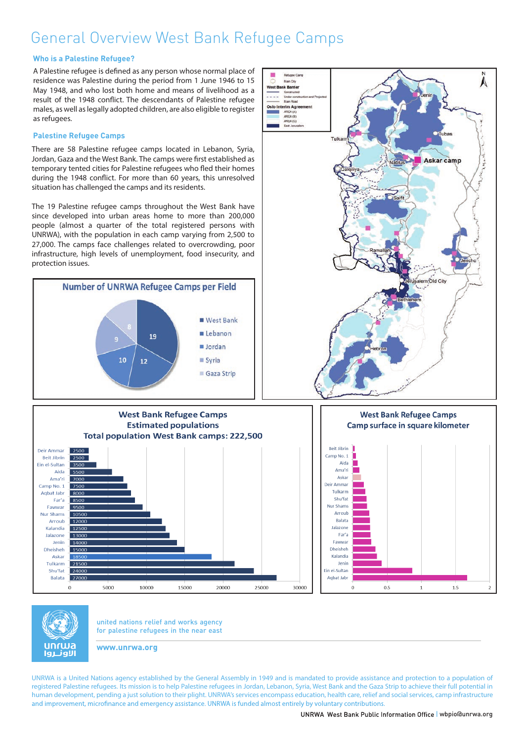# General Overview West Bank Refugee Camps

### Who is a Palestine Refugee?

A Palestine refugee is defined as any person whose normal place of residence was Palestine during the period from 1 June 1946 to 15 May 1948, and who lost both home and means of livelihood as a result of the 1948 conflict. The descendants of Palestine refugee males, as well as legally adopted children, are also eligible to register as refugees.

### Palestine Refugee Camps

There are 58 Palestine refugee camps located in Lebanon, Syria, Jordan, Gaza and the West Bank. The camps were first established as temporary tented cities for Palestine refugees who fled their homes during the 1948 conflict. For more than 60 years, this unresolved situation has challenged the camps and its residents.

The 19 Palestine refugee camps throughout the West Bank have since developed into urban areas home to more than 200,000 people (almost a quarter of the total registered persons with UNRWA), with the population in each camp varying from 2,500 to 27,000. The camps face challenges related to overcrowding, poor infrastructure, high levels of unemployment, food insecurity, and protection issues.

**Number of UNRWA Refugee Camps per Field**

West Bank, Lebanon, Jordan, Syria, Gaza Strip

19, 12, 10, 9, 8

Refugee Camp
Main City
West Bank Barrier
Constructed
Under construction and Projected
Main Road
Oslo Interim Agreement
AREA (A)
AREA (B)
AREA (C)
East Jerusalem

Jenin, Tubas, Tulkarm, Nablus, Askar camp, Qalqiliya, Salfit, Ramallah, Jericho, Jerusalem Old City, Bethlehem, Hebron

**West Bank Refugee Camps**
**Estimated populations**
**Total population West Bank camps: 222,500**

Deir Ammar 2500
Beit Jibrin 2500
Ein el-Sultan 3500
Aida 5500
Ama'ri 7000
Camp No. 1 7500
Aqbat Jabr 8000
Far'a 8500
Fawwar 9500
Nur Shams 10500
Arroub 12000
Kalandia 12500
Jalazone 13000
Jenin 14000
Dheisheh 15000
Askar 18500
Tulkarm 21500
Shu'fat 24000
Balata 27000

0, 5000, 10000, 15000, 20000, 25000, 30000

**West Bank Refugee Camps**
**Camp surface in square kilometer**

Beit Jibrin, Camp No. 1, Aida, Ama'ri, Askar, Deir Ammar, Tulkarm, Shu'fat, Nur Shams, Arroub, Balata, Jalazone, Far'a, Fawwar, Dheisheh, Kalandia, Jenin, Ein el-Sultan, Aqbat Jabr

0, 0.5, 1, 1.5, 2

unrwa
الأونروا

united nations relief and works agency
for palestine refugees in the near east

**www.unrwa.org**

UNRWA is a United Nations agency established by the General Assembly in 1949 and is mandated to provide assistance and protection to a population of registered Palestine refugees. Its mission is to help Palestine refugees in Jordan, Lebanon, Syria, West Bank and the Gaza Strip to achieve their full potential in human development, pending a just solution to their plight. UNRWA's services encompass education, health care, relief and social services, camp infrastructure and improvement, microfinance and emergency assistance. UNRWA is funded almost entirely by voluntary contributions.

UNRWA West Bank Public Information Office | wbpio@unrwa.org